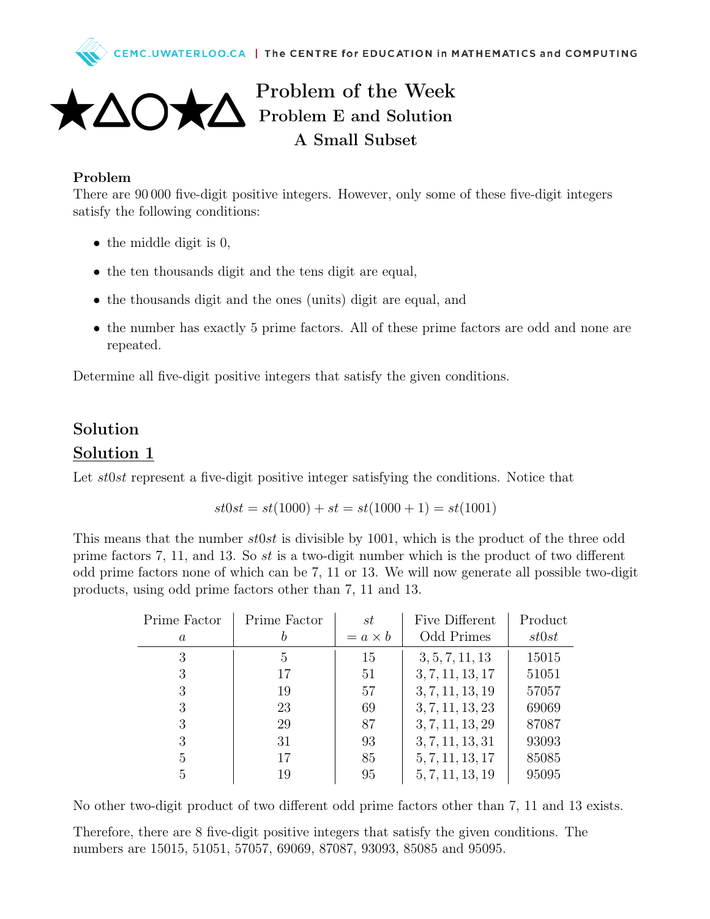# Problem of the Week
## Problem E and Solution
## A Small Subset

**Problem**

There are 90 000 five-digit positive integers. However, only some of these five-digit integers satisfy the following conditions:

- the middle digit is 0,
- the ten thousands digit and the tens digit are equal,
- the thousands digit and the ones (units) digit are equal, and
- the number has exactly 5 prime factors. All of these prime factors are odd and none are repeated.

Determine all five-digit positive integers that satisfy the given conditions.

## Solution

## Solution 1

Let $st0st$ represent a five-digit positive integer satisfying the conditions. Notice that

$$st0st = st(1000) + st = st(1000 + 1) = st(1001)$$

This means that the number $st0st$ is divisible by 1001, which is the product of the three odd prime factors 7, 11, and 13. So $st$ is a two-digit number which is the product of two different odd prime factors none of which can be 7, 11 or 13. We will now generate all possible two-digit products, using odd prime factors other than 7, 11 and 13.

| Prime Factor $a$ | Prime Factor $b$ | $st$ $= a \times b$ | Five Different Odd Primes | Product $st0st$ |
|---|---|---|---|---|
| 3 | 5 | 15 | $3, 5, 7, 11, 13$ | 15015 |
| 3 | 17 | 51 | $3, 7, 11, 13, 17$ | 51051 |
| 3 | 19 | 57 | $3, 7, 11, 13, 19$ | 57057 |
| 3 | 23 | 69 | $3, 7, 11, 13, 23$ | 69069 |
| 3 | 29 | 87 | $3, 7, 11, 13, 29$ | 87087 |
| 3 | 31 | 93 | $3, 7, 11, 13, 31$ | 93093 |
| 5 | 17 | 85 | $5, 7, 11, 13, 17$ | 85085 |
| 5 | 19 | 95 | $5, 7, 11, 13, 19$ | 95095 |

No other two-digit product of two different odd prime factors other than 7, 11 and 13 exists.

Therefore, there are 8 five-digit positive integers that satisfy the given conditions. The numbers are 15015, 51051, 57057, 69069, 87087, 93093, 85085 and 95095.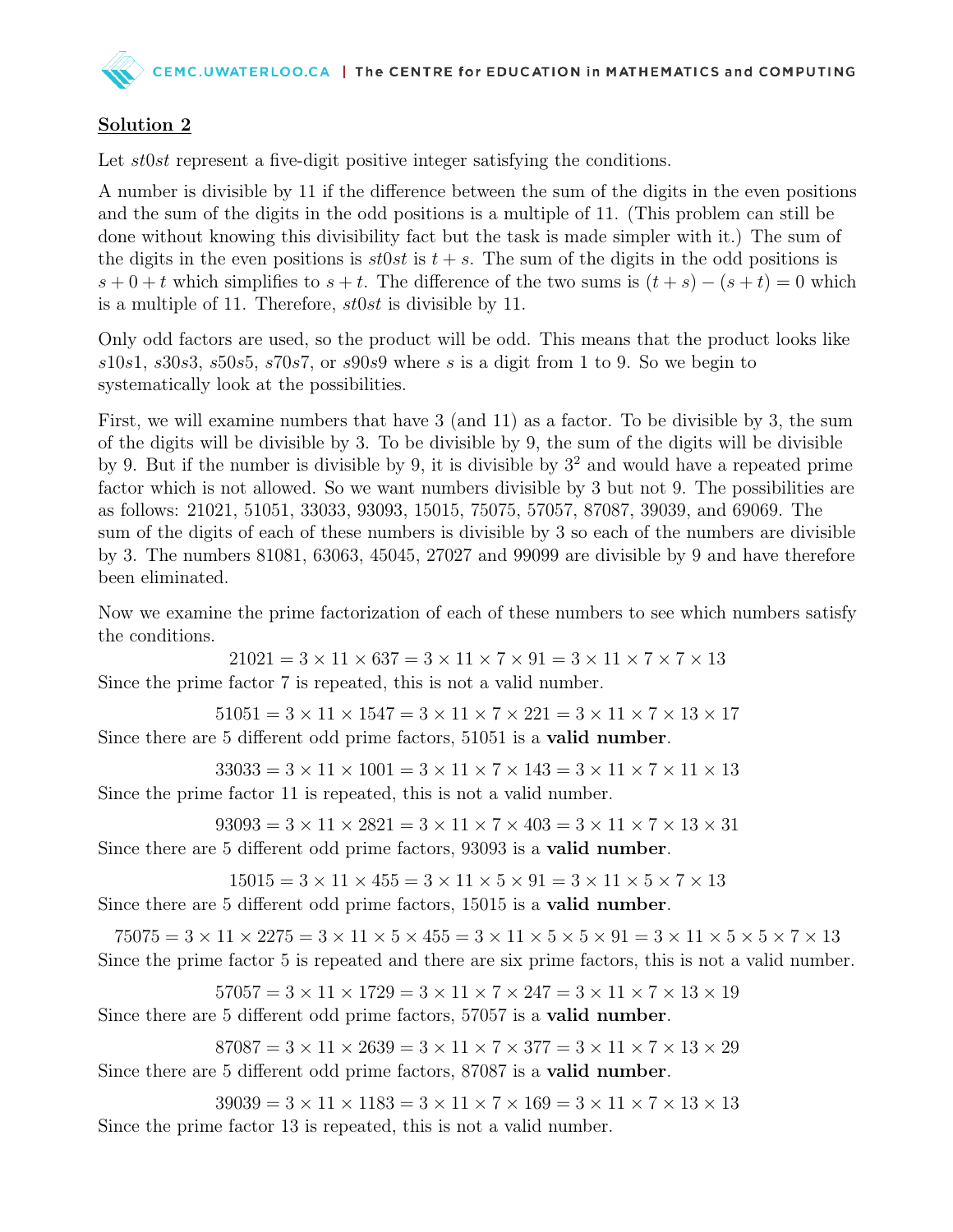**Solution 2**

Let $st0st$ represent a five-digit positive integer satisfying the conditions.

A number is divisible by 11 if the difference between the sum of the digits in the even positions and the sum of the digits in the odd positions is a multiple of 11. (This problem can still be done without knowing this divisibility fact but the task is made simpler with it.) The sum of the digits in the even positions is $st0st$ is $t + s$. The sum of the digits in the odd positions is $s + 0 + t$ which simplifies to $s + t$. The difference of the two sums is $(t + s) - (s + t) = 0$ which is a multiple of 11. Therefore, $st0st$ is divisible by 11.

Only odd factors are used, so the product will be odd. This means that the product looks like $s10s1$, $s30s3$, $s50s5$, $s70s7$, or $s90s9$ where $s$ is a digit from 1 to 9. So we begin to systematically look at the possibilities.

First, we will examine numbers that have 3 (and 11) as a factor. To be divisible by 3, the sum of the digits will be divisible by 3. To be divisible by 9, the sum of the digits will be divisible by 9. But if the number is divisible by 9, it is divisible by $3^2$ and would have a repeated prime factor which is not allowed. So we want numbers divisible by 3 but not 9. The possibilities are as follows: 21021, 51051, 33033, 93093, 15015, 75075, 57057, 87087, 39039, and 69069. The sum of the digits of each of these numbers is divisible by 3 so each of the numbers are divisible by 3. The numbers 81081, 63063, 45045, 27027 and 99099 are divisible by 9 and have therefore been eliminated.

Now we examine the prime factorization of each of these numbers to see which numbers satisfy the conditions.

$$21021 = 3 \times 11 \times 637 = 3 \times 11 \times 7 \times 91 = 3 \times 11 \times 7 \times 7 \times 13$$

Since the prime factor 7 is repeated, this is not a valid number.

$$51051 = 3 \times 11 \times 1547 = 3 \times 11 \times 7 \times 221 = 3 \times 11 \times 7 \times 13 \times 17$$

Since there are 5 different odd prime factors, 51051 is a **valid number**.

$$33033 = 3 \times 11 \times 1001 = 3 \times 11 \times 7 \times 143 = 3 \times 11 \times 7 \times 11 \times 13$$

Since the prime factor 11 is repeated, this is not a valid number.

$$93093 = 3 \times 11 \times 2821 = 3 \times 11 \times 7 \times 403 = 3 \times 11 \times 7 \times 13 \times 31$$

Since there are 5 different odd prime factors, 93093 is a **valid number**.

$$15015 = 3 \times 11 \times 455 = 3 \times 11 \times 5 \times 91 = 3 \times 11 \times 5 \times 7 \times 13$$

Since there are 5 different odd prime factors, 15015 is a **valid number**.

$$75075 = 3 \times 11 \times 2275 = 3 \times 11 \times 5 \times 455 = 3 \times 11 \times 5 \times 5 \times 91 = 3 \times 11 \times 5 \times 5 \times 7 \times 13$$

Since the prime factor 5 is repeated and there are six prime factors, this is not a valid number.

$$57057 = 3 \times 11 \times 1729 = 3 \times 11 \times 7 \times 247 = 3 \times 11 \times 7 \times 13 \times 19$$

Since there are 5 different odd prime factors, 57057 is a **valid number**.

$$87087 = 3 \times 11 \times 2639 = 3 \times 11 \times 7 \times 377 = 3 \times 11 \times 7 \times 13 \times 29$$

Since there are 5 different odd prime factors, 87087 is a **valid number**.

$$39039 = 3 \times 11 \times 1183 = 3 \times 11 \times 7 \times 169 = 3 \times 11 \times 7 \times 13 \times 13$$

Since the prime factor 13 is repeated, this is not a valid number.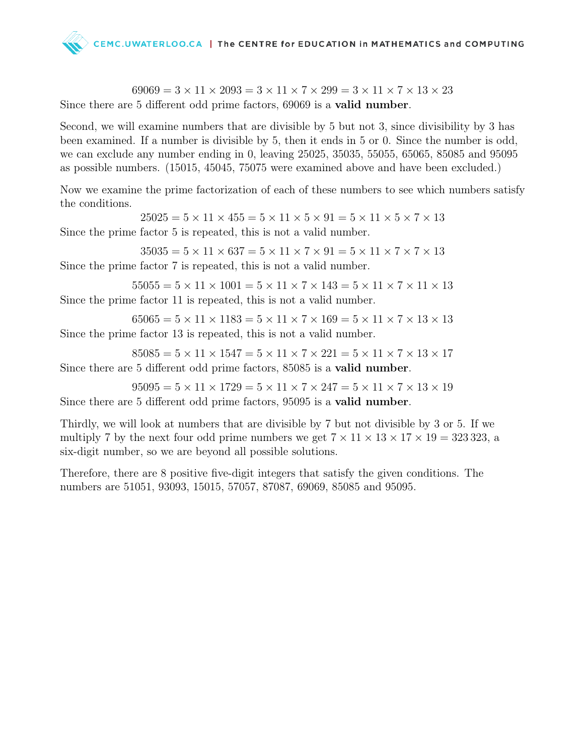$$69069 = 3 \times 11 \times 2093 = 3 \times 11 \times 7 \times 299 = 3 \times 11 \times 7 \times 13 \times 23$$

Since there are 5 different odd prime factors, 69069 is a **valid number**.

Second, we will examine numbers that are divisible by 5 but not 3, since divisibility by 3 has been examined. If a number is divisible by 5, then it ends in 5 or 0. Since the number is odd, we can exclude any number ending in 0, leaving 25025, 35035, 55055, 65065, 85085 and 95095 as possible numbers. (15015, 45045, 75075 were examined above and have been excluded.)

Now we examine the prime factorization of each of these numbers to see which numbers satisfy the conditions.

$$25025 = 5 \times 11 \times 455 = 5 \times 11 \times 5 \times 91 = 5 \times 11 \times 5 \times 7 \times 13$$

Since the prime factor 5 is repeated, this is not a valid number.

$$35035 = 5 \times 11 \times 637 = 5 \times 11 \times 7 \times 91 = 5 \times 11 \times 7 \times 7 \times 13$$

Since the prime factor 7 is repeated, this is not a valid number.

$$55055 = 5 \times 11 \times 1001 = 5 \times 11 \times 7 \times 143 = 5 \times 11 \times 7 \times 11 \times 13$$

Since the prime factor 11 is repeated, this is not a valid number.

$$65065 = 5 \times 11 \times 1183 = 5 \times 11 \times 7 \times 169 = 5 \times 11 \times 7 \times 13 \times 13$$

Since the prime factor 13 is repeated, this is not a valid number.

$$85085 = 5 \times 11 \times 1547 = 5 \times 11 \times 7 \times 221 = 5 \times 11 \times 7 \times 13 \times 17$$

Since there are 5 different odd prime factors, 85085 is a **valid number**.

$$95095 = 5 \times 11 \times 1729 = 5 \times 11 \times 7 \times 247 = 5 \times 11 \times 7 \times 13 \times 19$$

Since there are 5 different odd prime factors, 95095 is a **valid number**.

Thirdly, we will look at numbers that are divisible by 7 but not divisible by 3 or 5. If we multiply 7 by the next four odd prime numbers we get $7 \times 11 \times 13 \times 17 \times 19 = 323\,323$, a six-digit number, so we are beyond all possible solutions.

Therefore, there are 8 positive five-digit integers that satisfy the given conditions. The numbers are 51051, 93093, 15015, 57057, 87087, 69069, 85085 and 95095.